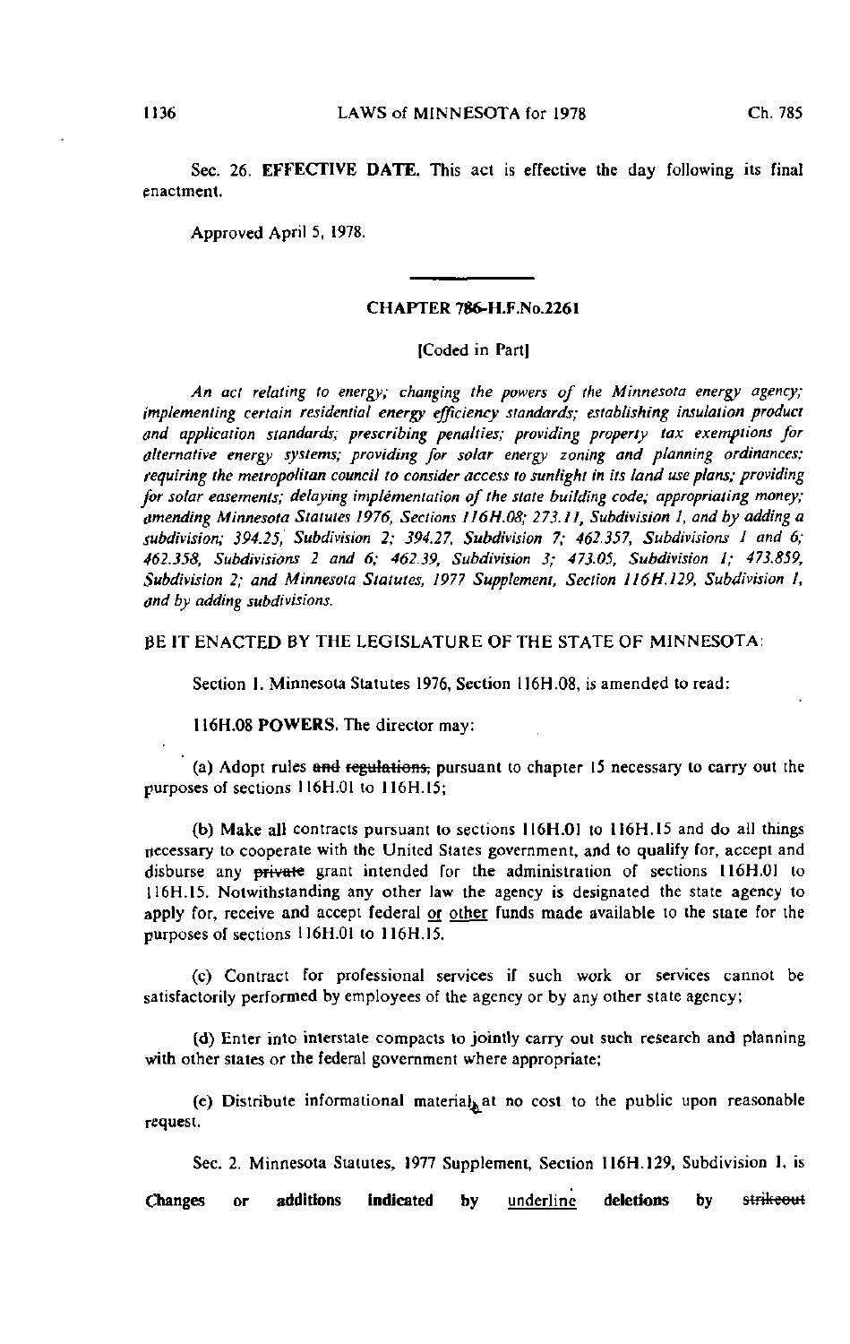Sec. 26. **EFFECTIVE DATE.** This act is effective the day following its final enactment.

Approved April 5, 1978.

---

## CHAPTER 786-H.F.No.2261

[Coded in Part]

*An act relating to energy; changing the powers of the Minnesota energy agency; implementing certain residential energy efficiency standards; establishing insulation product and application standards; prescribing penalties; providing property tax exemptions for alternative energy systems; providing for solar energy zoning and planning ordinances; requiring the metropolitan council to consider access to sunlight in its land use plans; providing for solar easements; delaying implementation of the state building code; appropriating money; amending Minnesota Statutes 1976, Sections 116H.08; 273.11, Subdivision 1, and by adding a subdivision; 394.25, Subdivision 2; 394.27, Subdivision 7; 462.357, Subdivisions 1 and 6; 462.358, Subdivisions 2 and 6; 462.39, Subdivision 3; 473.05, Subdivision 1; 473.859, Subdivision 2; and Minnesota Statutes, 1977 Supplement, Section 116H.129, Subdivision 1, and by adding subdivisions.*

BE IT ENACTED BY THE LEGISLATURE OF THE STATE OF MINNESOTA:

Section 1. Minnesota Statutes 1976, Section 116H.08, is amended to read:

116H.08 **POWERS.** The director may:

(a) Adopt rules ~~and regulations,~~ pursuant to chapter 15 necessary to carry out the purposes of sections 116H.01 to 116H.15;

(b) Make all contracts pursuant to sections 116H.01 to 116H.15 and do all things necessary to cooperate with the United States government, and to qualify for, accept and disburse any ~~private~~ grant intended for the administration of sections 116H.01 to 116H.15. Notwithstanding any other law the agency is designated the state agency to apply for, receive and accept federal <u>or</u> <u>other</u> funds made available to the state for the purposes of sections 116H.01 to 116H.15.

(c) Contract for professional services if such work or services cannot be satisfactorily performed by employees of the agency or by any other state agency;

(d) Enter into interstate compacts to jointly carry out such research and planning with other states or the federal government where appropriate;

(e) Distribute informational material, at no cost to the public upon reasonable request.

Sec. 2. Minnesota Statutes, 1977 Supplement, Section 116H.129, Subdivision 1, is

Changes or additions indicated by <u>underline</u> deletions by ~~strikeout~~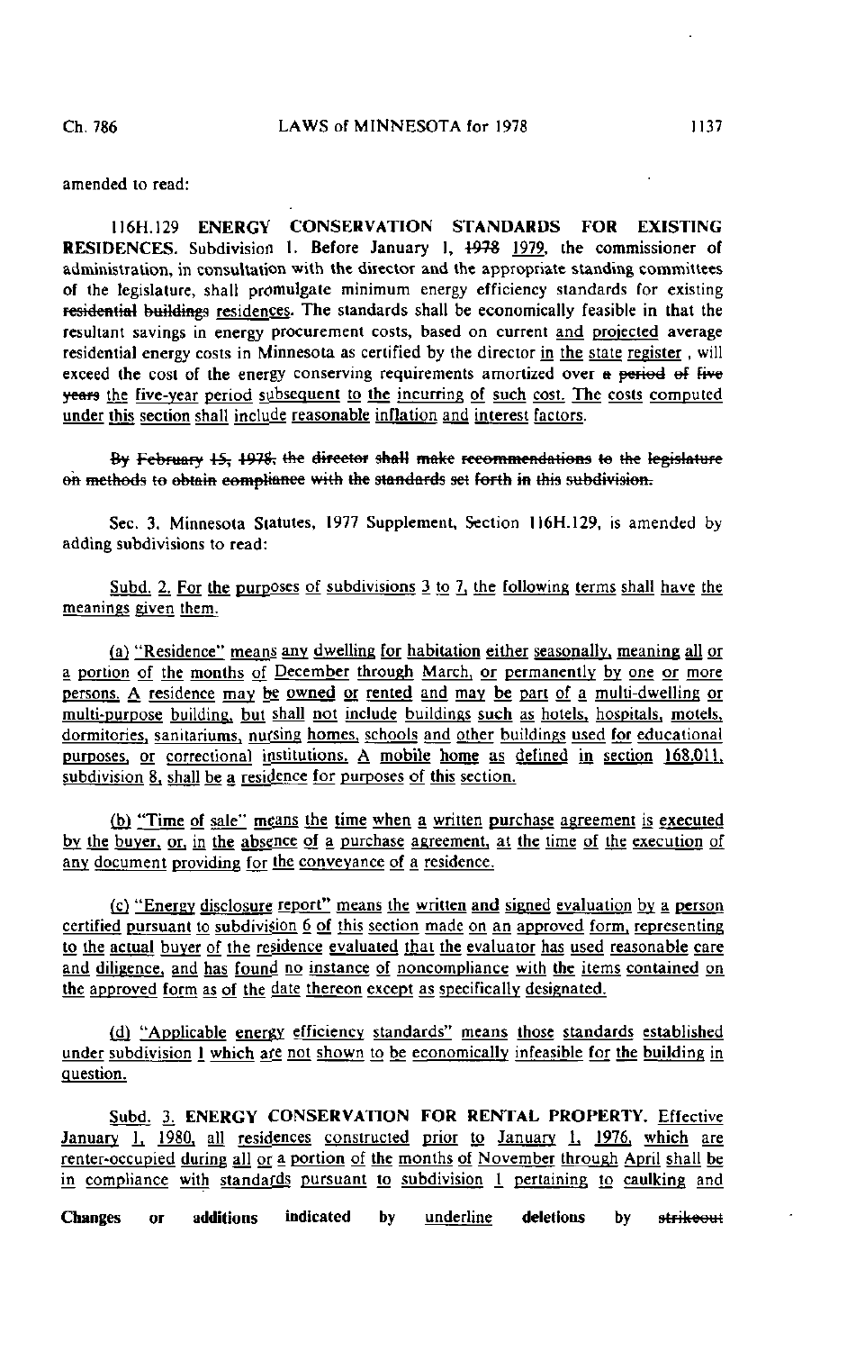amended to read:

116H.129 **ENERGY CONSERVATION STANDARDS FOR EXISTING RESIDENCES.** Subdivision 1. Before January 1, ~~1978~~ 1979, the commissioner of administration, in consultation with the director and the appropriate standing committees of the legislature, shall promulgate minimum energy efficiency standards for existing ~~residential buildings~~ residences. The standards shall be economically feasible in that the resultant savings in energy procurement costs, based on current and projected average residential energy costs in Minnesota as certified by the director in the state register , will exceed the cost of the energy conserving requirements amortized over ~~a period of five years~~ the five-year period subsequent to the incurring of such cost. The costs computed under this section shall include reasonable inflation and interest factors.

~~By February 15, 1978, the director shall make recommendations to the legislature on methods to obtain compliance with the standards set forth in this subdivision.~~

Sec. 3. Minnesota Statutes, 1977 Supplement, Section 116H.129, is amended by adding subdivisions to read:

Subd. 2. For the purposes of subdivisions 3 to 7, the following terms shall have the meanings given them.

(a) "Residence" means any dwelling for habitation either seasonally, meaning all or a portion of the months of December through March, or permanently by one or more persons. A residence may be owned or rented and may be part of a multi-dwelling or multi-purpose building, but shall not include buildings such as hotels, hospitals, motels, dormitories, sanitariums, nursing homes, schools and other buildings used for educational purposes, or correctional institutions. A mobile home as defined in section 168.011, subdivision 8, shall be a residence for purposes of this section.

(b) "Time of sale" means the time when a written purchase agreement is executed by the buyer, or, in the absence of a purchase agreement, at the time of the execution of any document providing for the conveyance of a residence.

(c) "Energy disclosure report" means the written and signed evaluation by a person certified pursuant to subdivision 6 of this section made on an approved form, representing to the actual buyer of the residence evaluated that the evaluator has used reasonable care and diligence, and has found no instance of noncompliance with the items contained on the approved form as of the date thereon except as specifically designated.

(d) "Applicable energy efficiency standards" means those standards established under subdivision 1 which are not shown to be economically infeasible for the building in question.

Subd. 3. **ENERGY CONSERVATION FOR RENTAL PROPERTY.** Effective January 1, 1980, all residences constructed prior to January 1, 1976, which are renter-occupied during all or a portion of the months of November through April shall be in compliance with standards pursuant to subdivision 1 pertaining to caulking and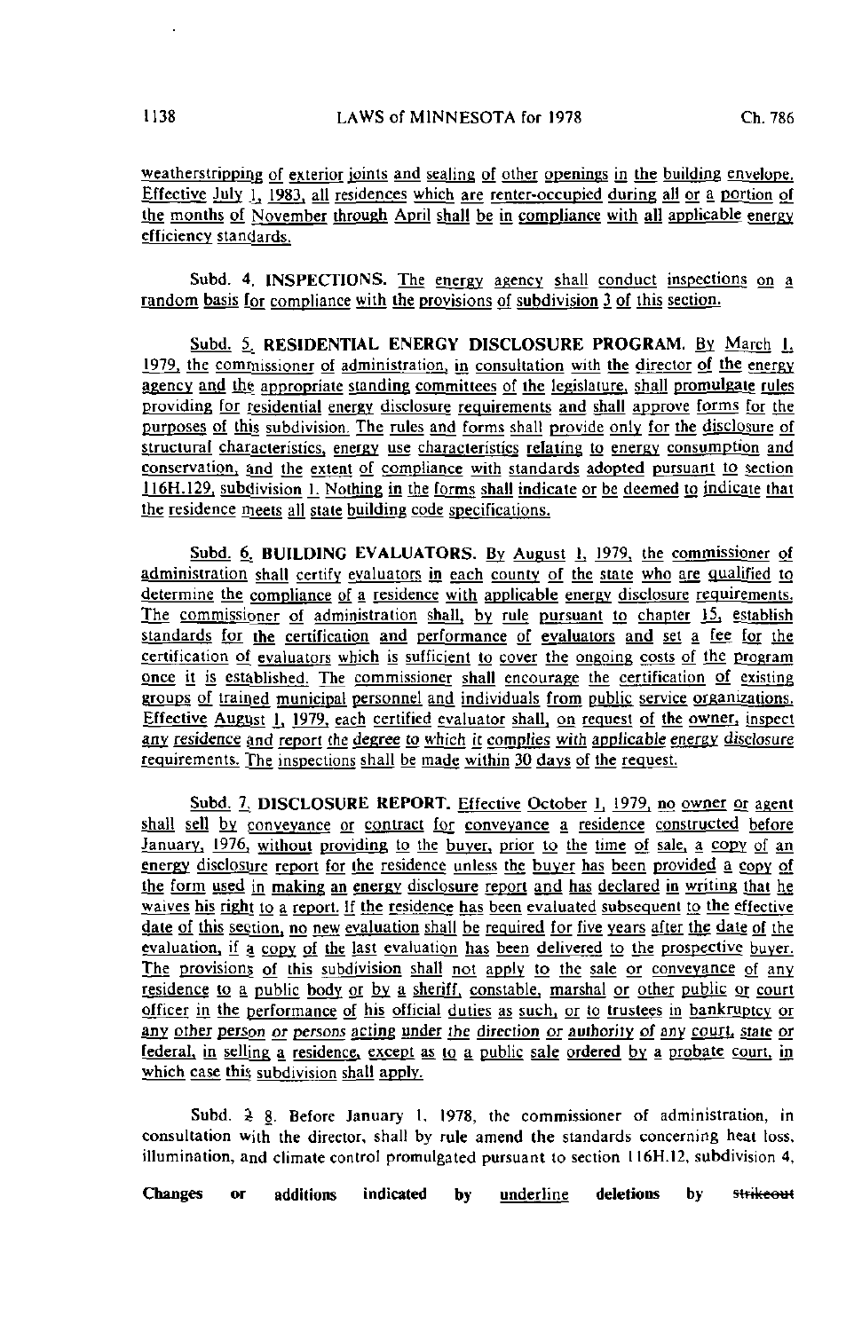weatherstripping of exterior joints and sealing of other openings in the building envelope. Effective July 1, 1983, all residences which are renter-occupied during all or a portion of the months of November through April shall be in compliance with all applicable energy efficiency standards.

Subd. 4. **INSPECTIONS.** The energy agency shall conduct inspections on a random basis for compliance with the provisions of subdivision 3 of this section.

Subd. 5. **RESIDENTIAL ENERGY DISCLOSURE PROGRAM.** By March 1, 1979, the commissioner of administration, in consultation with the director of the energy agency and the appropriate standing committees of the legislature, shall promulgate rules providing for residential energy disclosure requirements and shall approve forms for the purposes of this subdivision. The rules and forms shall provide only for the disclosure of structural characteristics, energy use characteristics relating to energy consumption and conservation, and the extent of compliance with standards adopted pursuant to section 116H.129, subdivision 1. Nothing in the forms shall indicate or be deemed to indicate that the residence meets all state building code specifications.

Subd. 6. **BUILDING EVALUATORS.** By August 1, 1979, the commissioner of administration shall certify evaluators in each county of the state who are qualified to determine the compliance of a residence with applicable energy disclosure requirements. The commissioner of administration shall, by rule pursuant to chapter 15, establish standards for the certification and performance of evaluators and set a fee for the certification of evaluators which is sufficient to cover the ongoing costs of the program once it is established. The commissioner shall encourage the certification of existing groups of trained municipal personnel and individuals from public service organizations. Effective August 1, 1979, each certified evaluator shall, on request of the owner, inspect any residence and report the degree to which it complies with applicable energy disclosure requirements. The inspections shall be made within 30 days of the request.

Subd. 7. **DISCLOSURE REPORT.** Effective October 1, 1979, no owner or agent shall sell by conveyance or contract for conveyance a residence constructed before January, 1976, without providing to the buyer, prior to the time of sale, a copy of an energy disclosure report for the residence unless the buyer has been provided a copy of the form used in making an energy disclosure report and has declared in writing that he waives his right to a report. If the residence has been evaluated subsequent to the effective date of this section, no new evaluation shall be required for five years after the date of the evaluation, if a copy of the last evaluation has been delivered to the prospective buyer. The provisions of this subdivision shall not apply to the sale or conveyance of any residence to a public body or by a sheriff, constable, marshal or other public or court officer in the performance of his official duties as such, or to trustees in bankruptcy or any other person or persons acting under the direction or authority of any court, state or federal, in selling a residence, except as to a public sale ordered by a probate court, in which case this subdivision shall apply.

Subd. ~~2~~ 8. Before January 1, 1978, the commissioner of administration, in consultation with the director, shall by rule amend the standards concerning heat loss, illumination, and climate control promulgated pursuant to section 116H.12, subdivision 4,

Changes or additions indicated by underline deletions by ~~strikeout~~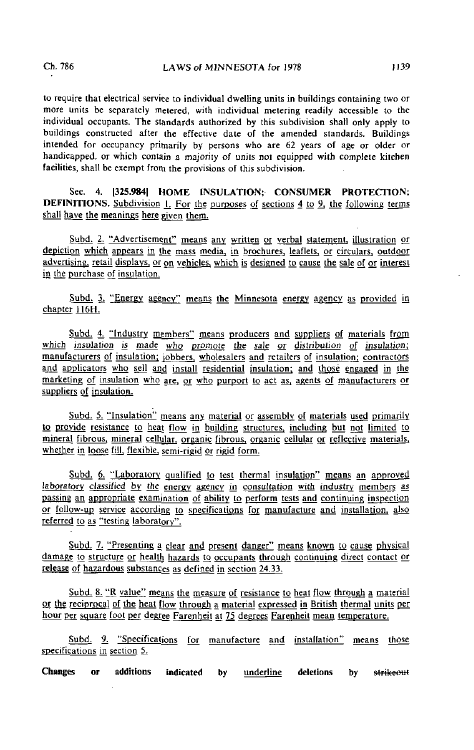to require that electrical service to individual dwelling units in buildings containing two or more units be separately metered, with individual metering readily accessible to the individual occupants. The standards authorized by this subdivision shall only apply to buildings constructed after the effective date of the amended standards. Buildings intended for occupancy primarily by persons who are 62 years of age or older or handicapped, or which contain a majority of units not equipped with complete kitchen facilities, shall be exempt from the provisions of this subdivision.

Sec. 4. **[325.984] HOME INSULATION; CONSUMER PROTECTION; DEFINITIONS.** Subdivision 1. For the purposes of sections 4 to 9, the following terms shall have the meanings here given them.

Subd. 2. "Advertisement" means any written or verbal statement, illustration or depiction which appears in the mass media, in brochures, leaflets, or circulars, outdoor advertising, retail displays, or on vehicles, which is designed to cause the sale of or interest in the purchase of insulation.

Subd. 3. "Energy agency" means the Minnesota energy agency as provided in chapter 116H.

Subd. 4. "Industry members" means producers and suppliers of materials from which insulation is made who promote the sale or distribution of insulation; manufacturers of insulation; jobbers, wholesalers and retailers of insulation; contractors and applicators who sell and install residential insulation; and those engaged in the marketing of insulation who are, or who purport to act as, agents of manufacturers or suppliers of insulation.

Subd. 5. "Insulation" means any material or assembly of materials used primarily to provide resistance to heat flow in building structures, including but not limited to mineral fibrous, mineral cellular, organic fibrous, organic cellular or reflective materials, whether in loose fill, flexible, semi-rigid or rigid form.

Subd. 6. "Laboratory qualified to test thermal insulation" means an approved laboratory classified by the energy agency in consultation with industry members as passing an appropriate examination of ability to perform tests and continuing inspection or follow-up service according to specifications for manufacture and installation, also referred to as "testing laboratory".

Subd. 7. "Presenting a clear and present danger" means known to cause physical damage to structure or health hazards to occupants through continuing direct contact or release of hazardous substances as defined in section 24.33.

Subd. 8. "R value" means the measure of resistance to heat flow through a material or the reciprocal of the heat flow through a material expressed in British thermal units per hour per square foot per degree Farenheit at 75 degrees Farenheit mean temperature.

Subd. 9. "Specifications for manufacture and installation" means those specifications in section 5.

**Changes or additions indicated by underline deletions by ~~strikeout~~**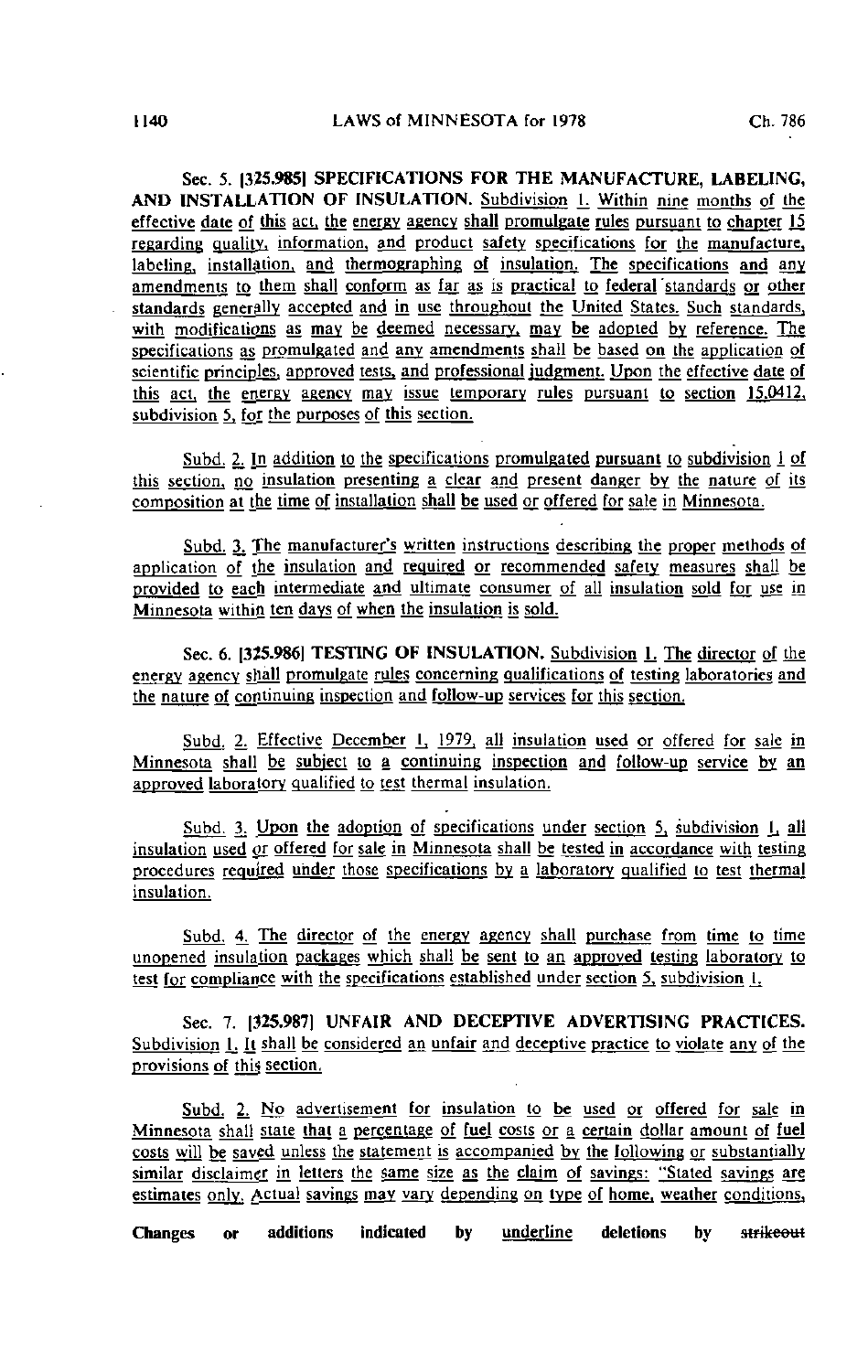Sec. 5. [325.985] SPECIFICATIONS FOR THE MANUFACTURE, LABELING, AND INSTALLATION OF INSULATION. Subdivision 1. Within nine months of the effective date of this act, the energy agency shall promulgate rules pursuant to chapter 15 regarding quality, information, and product safety specifications for the manufacture, labeling, installation, and thermographing of insulation. The specifications and any amendments to them shall conform as far as is practical to federal standards or other standards generally accepted and in use throughout the United States. Such standards, with modifications as may be deemed necessary, may be adopted by reference. The specifications as promulgated and any amendments shall be based on the application of scientific principles, approved tests, and professional judgment. Upon the effective date of this act, the energy agency may issue temporary rules pursuant to section 15.0412, subdivision 5, for the purposes of this section.

Subd. 2. In addition to the specifications promulgated pursuant to subdivision 1 of this section, no insulation presenting a clear and present danger by the nature of its composition at the time of installation shall be used or offered for sale in Minnesota.

Subd. 3. The manufacturer's written instructions describing the proper methods of application of the insulation and required or recommended safety measures shall be provided to each intermediate and ultimate consumer of all insulation sold for use in Minnesota within ten days of when the insulation is sold.

Sec. 6. [325.986] TESTING OF INSULATION. Subdivision 1. The director of the energy agency shall promulgate rules concerning qualifications of testing laboratories and the nature of continuing inspection and follow-up services for this section.

Subd. 2. Effective December 1, 1979, all insulation used or offered for sale in Minnesota shall be subject to a continuing inspection and follow-up service by an approved laboratory qualified to test thermal insulation.

Subd. 3. Upon the adoption of specifications under section 5, subdivision 1, all insulation used or offered for sale in Minnesota shall be tested in accordance with testing procedures required under those specifications by a laboratory qualified to test thermal insulation.

Subd. 4. The director of the energy agency shall purchase from time to time unopened insulation packages which shall be sent to an approved testing laboratory to test for compliance with the specifications established under section 5, subdivision 1.

Sec. 7. [325.987] UNFAIR AND DECEPTIVE ADVERTISING PRACTICES. Subdivision 1. It shall be considered an unfair and deceptive practice to violate any of the provisions of this section.

Subd. 2. No advertisement for insulation to be used or offered for sale in Minnesota shall state that a percentage of fuel costs or a certain dollar amount of fuel costs will be saved unless the statement is accompanied by the following or substantially similar disclaimer in letters the same size as the claim of savings: "Stated savings are estimates only. Actual savings may vary depending on type of home, weather conditions,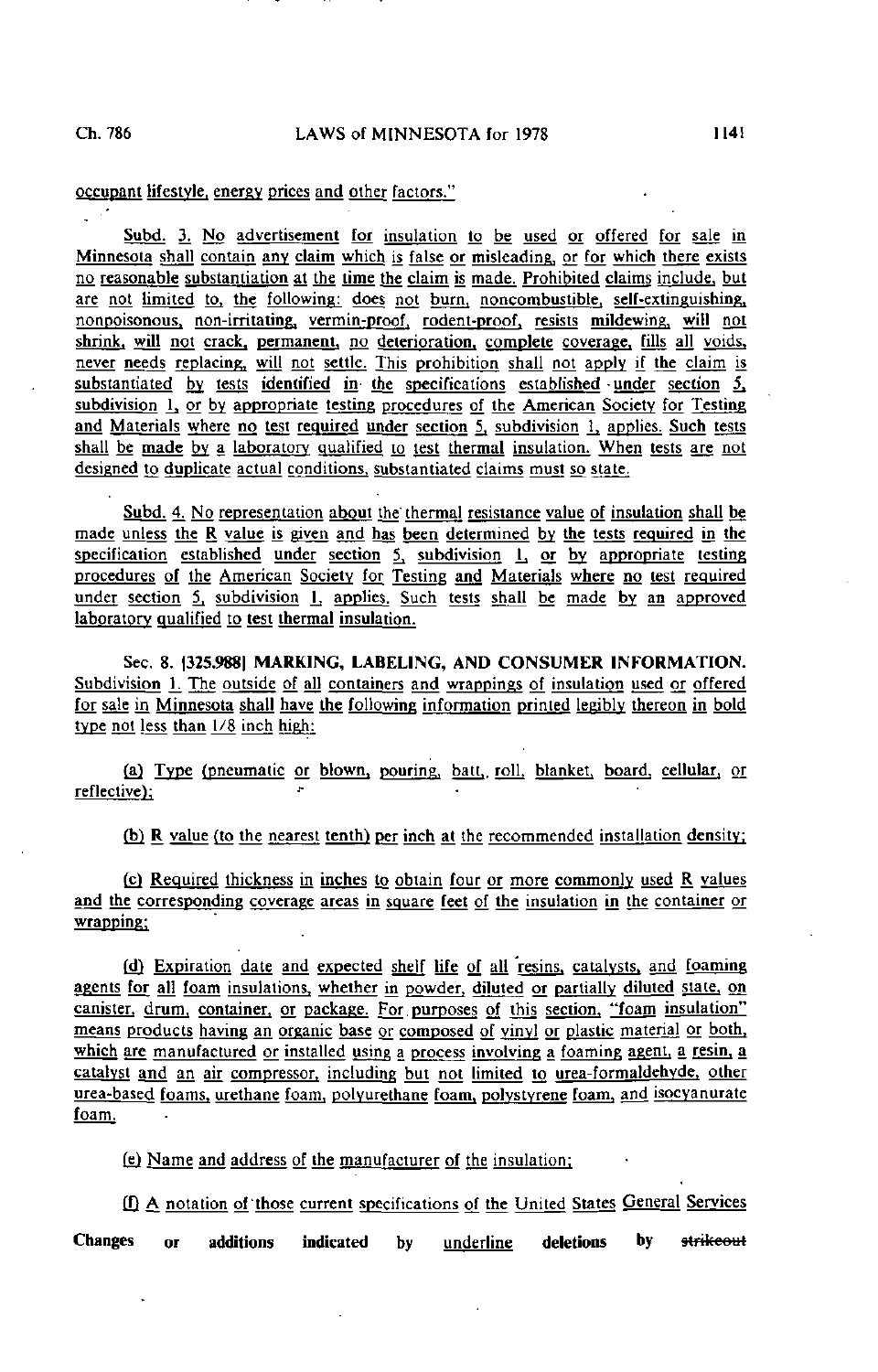occupant lifestyle, energy prices and other factors."

Subd. 3. No advertisement for insulation to be used or offered for sale in Minnesota shall contain any claim which is false or misleading, or for which there exists no reasonable substantiation at the time the claim is made. Prohibited claims include, but are not limited to, the following: does not burn, noncombustible, self-extinguishing, nonpoisonous, non-irritating, vermin-proof, rodent-proof, resists mildewing, will not shrink, will not crack, permanent, no deterioration, complete coverage, fills all voids, never needs replacing, will not settle. This prohibition shall not apply if the claim is substantiated by tests identified in the specifications established under section 5, subdivision 1, or by appropriate testing procedures of the American Society for Testing and Materials where no test required under section 5, subdivision 1, applies. Such tests shall be made by a laboratory qualified to test thermal insulation. When tests are not designed to duplicate actual conditions, substantiated claims must so state.

Subd. 4. No representation about the thermal resistance value of insulation shall be made unless the R value is given and has been determined by the tests required in the specification established under section 5, subdivision 1, or by appropriate testing procedures of the American Society for Testing and Materials where no test required under section 5, subdivision 1, applies. Such tests shall be made by an approved laboratory qualified to test thermal insulation.

Sec. 8. [325.988] MARKING, LABELING, AND CONSUMER INFORMATION. Subdivision 1. The outside of all containers and wrappings of insulation used or offered for sale in Minnesota shall have the following information printed legibly thereon in bold type not less than 1/8 inch high:

(a) Type (pneumatic or blown, pouring, batt, roll, blanket, board, cellular, or reflective);

(b) R value (to the nearest tenth) per inch at the recommended installation density;

(c) Required thickness in inches to obtain four or more commonly used R values and the corresponding coverage areas in square feet of the insulation in the container or wrapping;

(d) Expiration date and expected shelf life of all resins, catalysts, and foaming agents for all foam insulations, whether in powder, diluted or partially diluted state, on canister, drum, container, or package. For purposes of this section, "foam insulation" means products having an organic base or composed of vinyl or plastic material or both, which are manufactured or installed using a process involving a foaming agent, a resin, a catalyst and an air compressor, including but not limited to urea-formaldehyde, other urea-based foams, urethane foam, polyurethane foam, polystyrene foam, and isocyanurate foam.

(e) Name and address of the manufacturer of the insulation;

(f) A notation of those current specifications of the United States General Services

Changes or additions indicated by underline deletions by ~~strikeout~~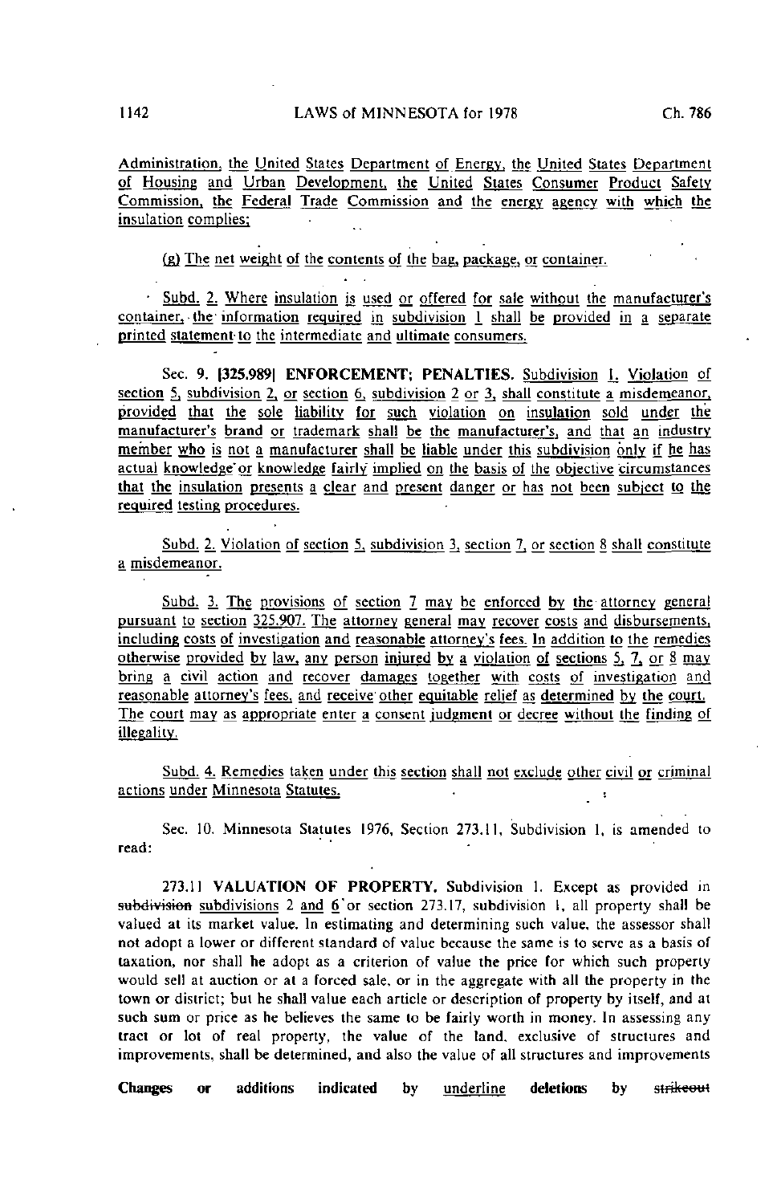Administration, the United States Department of Energy, the United States Department of Housing and Urban Development, the United States Consumer Product Safety Commission, the Federal Trade Commission and the energy agency with which the insulation complies;

(g) The net weight of the contents of the bag, package, or container.

Subd. 2. Where insulation is used or offered for sale without the manufacturer's container, the information required in subdivision 1 shall be provided in a separate printed statement to the intermediate and ultimate consumers.

Sec. 9. [325.989] **ENFORCEMENT; PENALTIES.** Subdivision 1. Violation of section 5, subdivision 2, or section 6, subdivision 2 or 3, shall constitute a misdemeanor, provided that the sole liability for such violation on insulation sold under the manufacturer's brand or trademark shall be the manufacturer's, and that an industry member who is not a manufacturer shall be liable under this subdivision only if he has actual knowledge or knowledge fairly implied on the basis of the objective circumstances that the insulation presents a clear and present danger or has not been subject to the required testing procedures.

Subd. 2. Violation of section 5, subdivision 3, section 7, or section 8 shall constitute a misdemeanor.

Subd. 3. The provisions of section 7 may be enforced by the attorney general pursuant to section 325.907. The attorney general may recover costs and disbursements, including costs of investigation and reasonable attorney's fees. In addition to the remedies otherwise provided by law, any person injured by a violation of sections 5, 7, or 8 may bring a civil action and recover damages together with costs of investigation and reasonable attorney's fees, and receive other equitable relief as determined by the court. The court may as appropriate enter a consent judgment or decree without the finding of illegality.

Subd. 4. Remedies taken under this section shall not exclude other civil or criminal actions under Minnesota Statutes.

Sec. 10. Minnesota Statutes 1976, Section 273.11, Subdivision 1, is amended to read:

273.11 **VALUATION OF PROPERTY.** Subdivision 1. Except as provided in ~~subdivision~~ subdivisions 2 and 6 or section 273.17, subdivision 1, all property shall be valued at its market value. In estimating and determining such value, the assessor shall not adopt a lower or different standard of value because the same is to serve as a basis of taxation, nor shall he adopt as a criterion of value the price for which such property would sell at auction or at a forced sale, or in the aggregate with all the property in the town or district; but he shall value each article or description of property by itself, and at such sum or price as he believes the same to be fairly worth in money. In assessing any tract or lot of real property, the value of the land, exclusive of structures and improvements, shall be determined, and also the value of all structures and improvements

**Changes or additions indicated by** underline **deletions by** ~~strikeout~~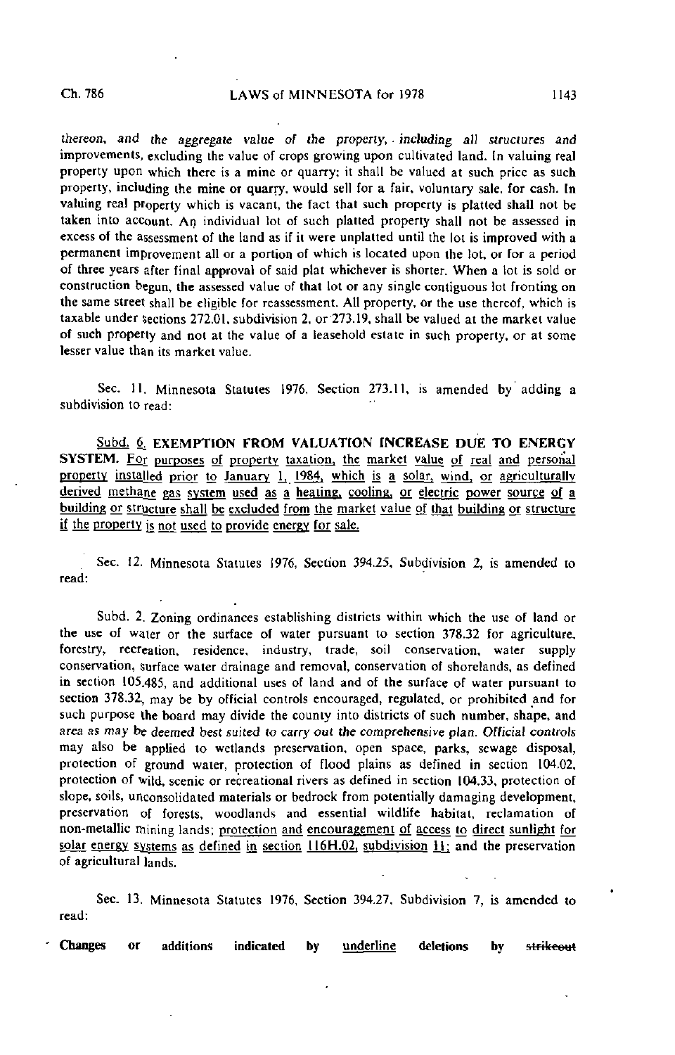thereon, and *the aggregate value of the property, including all structures and* improvements, excluding the value of crops growing upon cultivated land. In valuing real property upon which there is a mine or quarry; it shall be valued at such price as such property, including the mine or quarry, would sell for a fair, voluntary sale, for cash. In valuing real property which is vacant, the fact that such property is platted shall not be taken into account. An individual lot of such platted property shall not be assessed in excess of the assessment of the land as if it were unplatted until the lot is improved with a permanent improvement all or a portion of which is located upon the lot, or for a period of three years after final approval of said plat whichever is shorter. When a lot is sold or construction begun, the assessed value of that lot or any single contiguous lot fronting on the same street shall be eligible for reassessment. All property, or the use thereof, which is taxable under sections 272.01, subdivision 2, or 273.19, shall be valued at the market value of such property and not at the value of a leasehold estate in such property, or at some lesser value than its market value.

Sec. 11. Minnesota Statutes 1976, Section 273.11, is amended by adding a subdivision to read:

<u>Subd. 6.</u> **EXEMPTION FROM VALUATION INCREASE DUE TO ENERGY SYSTEM.** <u>For purposes of property taxation, the market value of real and personal property installed prior to January 1, 1984, which is a solar, wind, or agriculturally derived methane gas system used as a heating, cooling, or electric power source of a building or structure shall be excluded from the market value of that building or structure if the property is not used to provide energy for sale.</u>

Sec. 12. Minnesota Statutes 1976, Section 394.25, Subdivision 2, is amended to read:

Subd. 2. Zoning ordinances establishing districts within which the use of land or the use of water or the surface of water pursuant to section 378.32 for agriculture, forestry, recreation, residence, industry, trade, soil conservation, water supply conservation, surface water drainage and removal, conservation of shorelands, as defined in section 105.485, and additional uses of land and of the surface of water pursuant to section 378.32, may be by official controls encouraged, regulated, or prohibited and for such purpose the board may divide the county into districts of such number, shape, and area as may be *deemed best suited to carry out the comprehensive plan. Official controls* may also be applied to wetlands preservation, open space, parks, sewage disposal, protection of ground water, protection of flood plains as defined in section 104.02, protection of wild, scenic or recreational rivers as defined in section 104.33, protection of slope, soils, unconsolidated materials or bedrock from potentially damaging development, preservation of forests, woodlands and essential wildlife habitat, reclamation of non-metallic mining lands; <u>protection and encouragement of access to direct sunlight for solar energy systems as defined in section 116H.02, subdivision 11;</u> and the preservation of agricultural lands.

Sec. 13. Minnesota Statutes 1976, Section 394.27, Subdivision 7, is amended to read:

**Changes or additions indicated by** <u>underline</u> **deletions by** ~~strikeout~~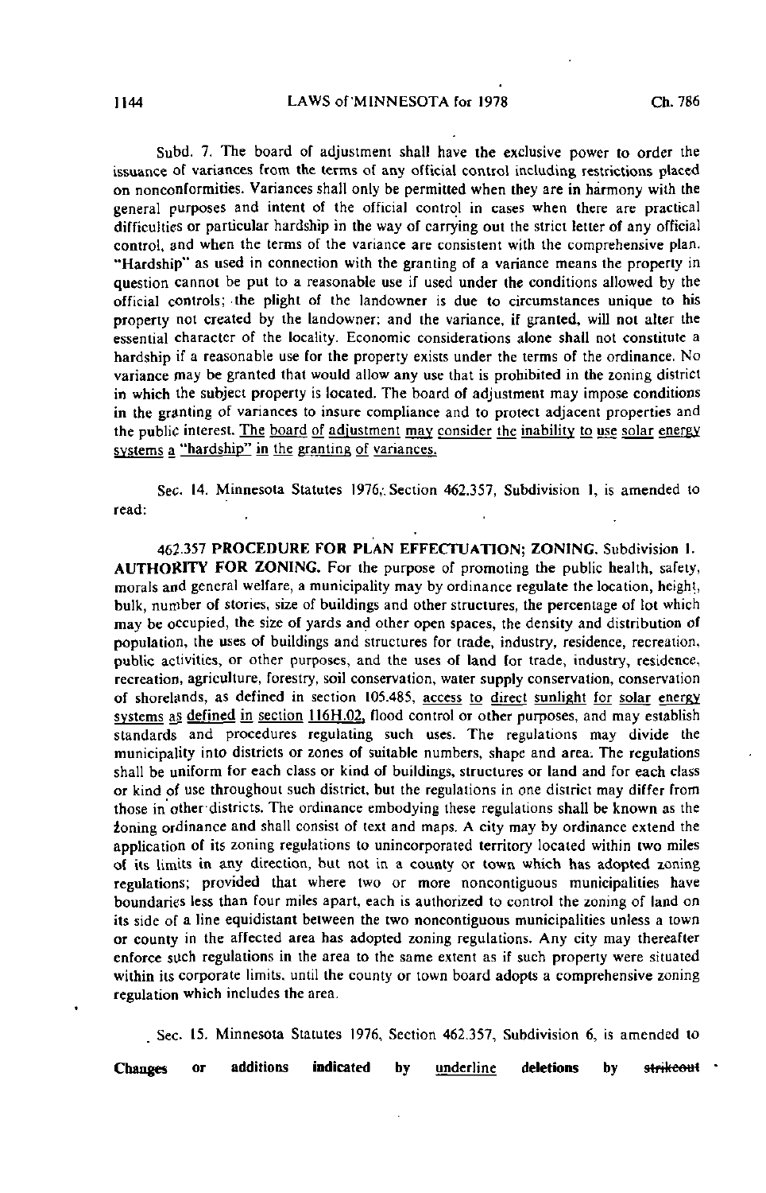Subd. 7. The board of adjustment shall have the exclusive power to order the issuance of variances from the terms of any official control including restrictions placed on nonconformities. Variances shall only be permitted when they are in harmony with the general purposes and intent of the official control in cases when there are practical difficulties or particular hardship in the way of carrying out the strict letter of any official control, and when the terms of the variance are consistent with the comprehensive plan. "Hardship" as used in connection with the granting of a variance means the property in question cannot be put to a reasonable use if used under the conditions allowed by the official controls; the plight of the landowner is due to circumstances unique to his property not created by the landowner; and the variance, if granted, will not alter the essential character of the locality. Economic considerations alone shall not constitute a hardship if a reasonable use for the property exists under the terms of the ordinance. No variance may be granted that would allow any use that is prohibited in the zoning district in which the subject property is located. The board of adjustment may impose conditions in the granting of variances to insure compliance and to protect adjacent properties and the public interest. <u>The board of adjustment may consider the inability to use solar energy systems a "hardship" in the granting of variances.</u>

Sec. 14. Minnesota Statutes 1976, Section 462.357, Subdivision 1, is amended to read:

462.357 **PROCEDURE FOR PLAN EFFECTUATION; ZONING.** Subdivision 1. **AUTHORITY FOR ZONING.** For the purpose of promoting the public health, safety, morals and general welfare, a municipality may by ordinance regulate the location, height, bulk, number of stories, size of buildings and other structures, the percentage of lot which may be occupied, the size of yards and other open spaces, the density and distribution of population, the uses of buildings and structures for trade, industry, residence, recreation, public activities, or other purposes, and the uses of land for trade, industry, residence, recreation, agriculture, forestry, soil conservation, water supply conservation, conservation of shorelands, as defined in section 105.485, <u>access to direct sunlight for solar energy systems as defined in section 116H.02,</u> flood control or other purposes, and may establish standards and procedures regulating such uses. The regulations may divide the municipality into districts or zones of suitable numbers, shape and area. The regulations shall be uniform for each class or kind of buildings, structures or land and for each class or kind of use throughout such district, but the regulations in one district may differ from those in other districts. The ordinance embodying these regulations shall be known as the zoning ordinance and shall consist of text and maps. A city may by ordinance extend the application of its zoning regulations to unincorporated territory located within two miles of its limits in any direction, but not in a county or town which has adopted zoning regulations; provided that where two or more noncontiguous municipalities have boundaries less than four miles apart, each is authorized to control the zoning of land on its side of a line equidistant between the two noncontiguous municipalities unless a town or county in the affected area has adopted zoning regulations. Any city may thereafter enforce such regulations in the area to the same extent as if such property were situated within its corporate limits, until the county or town board adopts a comprehensive zoning regulation which includes the area.

Sec. 15. Minnesota Statutes 1976, Section 462.357, Subdivision 6, is amended to

**Changes or additions indicated by** <u>underline</u> **deletions by** ~~strikeout~~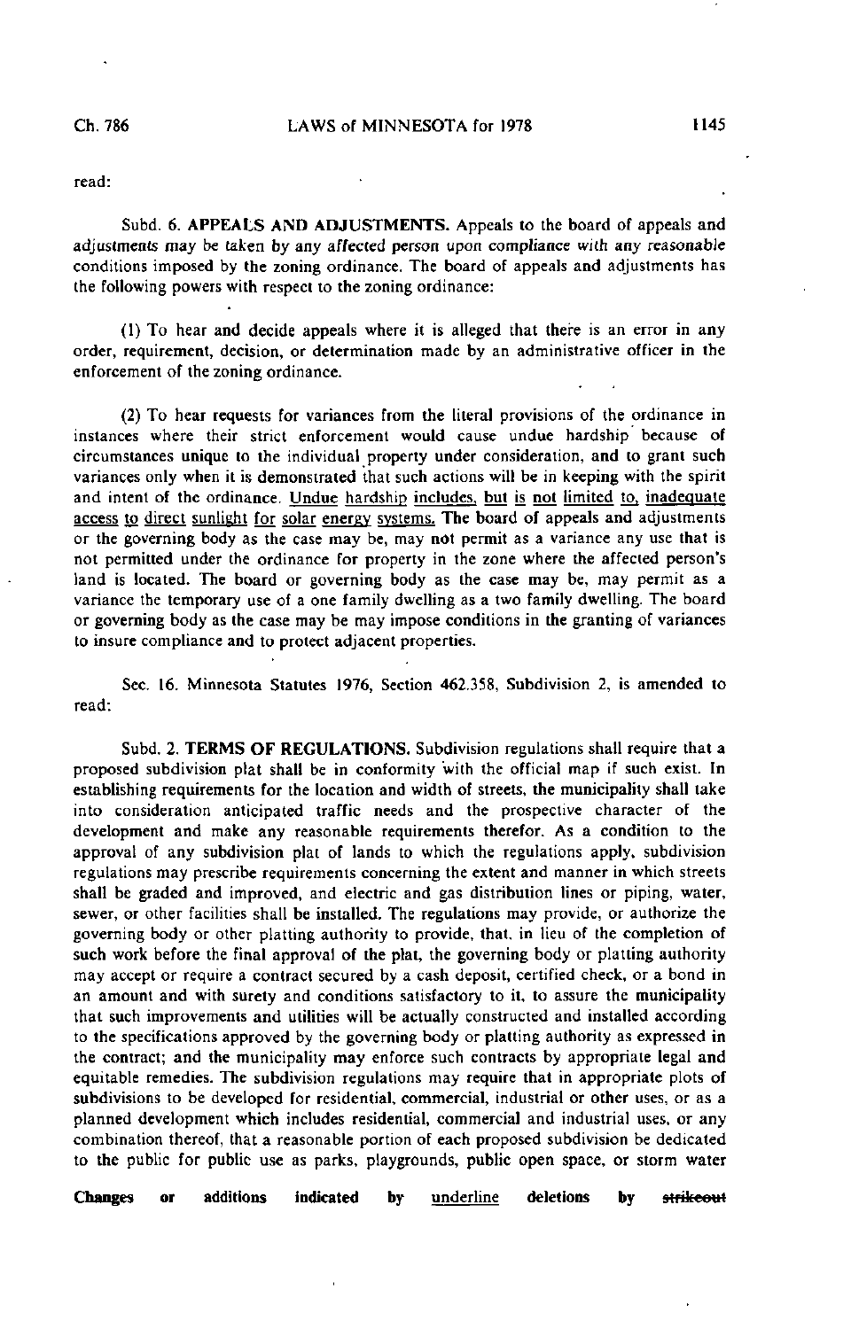read:

Subd. 6. **APPEALS AND ADJUSTMENTS.** Appeals to the board of appeals and adjustments may be taken by any affected person upon compliance with any reasonable conditions imposed by the zoning ordinance. The board of appeals and adjustments has the following powers with respect to the zoning ordinance:

(1) To hear and decide appeals where it is alleged that there is an error in any order, requirement, decision, or determination made by an administrative officer in the enforcement of the zoning ordinance.

(2) To hear requests for variances from the literal provisions of the ordinance in instances where their strict enforcement would cause undue hardship because of circumstances unique to the individual property under consideration, and to grant such variances only when it is demonstrated that such actions will be in keeping with the spirit and intent of the ordinance. <u>Undue hardship includes, but is not limited to, inadequate access to direct sunlight for solar energy systems.</u> The board of appeals and adjustments or the governing body as the case may be, may not permit as a variance any use that is not permitted under the ordinance for property in the zone where the affected person's land is located. The board or governing body as the case may be, may permit as a variance the temporary use of a one family dwelling as a two family dwelling. The board or governing body as the case may be may impose conditions in the granting of variances to insure compliance and to protect adjacent properties.

Sec. 16. Minnesota Statutes 1976, Section 462.358, Subdivision 2, is amended to read:

Subd. 2. **TERMS OF REGULATIONS.** Subdivision regulations shall require that a proposed subdivision plat shall be in conformity with the official map if such exist. In establishing requirements for the location and width of streets, the municipality shall take into consideration anticipated traffic needs and the prospective character of the development and make any reasonable requirements therefor. As a condition to the approval of any subdivision plat of lands to which the regulations apply, subdivision regulations may prescribe requirements concerning the extent and manner in which streets shall be graded and improved, and electric and gas distribution lines or piping, water, sewer, or other facilities shall be installed. The regulations may provide, or authorize the governing body or other platting authority to provide, that, in lieu of the completion of such work before the final approval of the plat, the governing body or platting authority may accept or require a contract secured by a cash deposit, certified check, or a bond in an amount and with surety and conditions satisfactory to it, to assure the municipality that such improvements and utilities will be actually constructed and installed according to the specifications approved by the governing body or platting authority as expressed in the contract; and the municipality may enforce such contracts by appropriate legal and equitable remedies. The subdivision regulations may require that in appropriate plots of subdivisions to be developed for residential, commercial, industrial or other uses, or as a planned development which includes residential, commercial and industrial uses, or any combination thereof, that a reasonable portion of each proposed subdivision be dedicated to the public for public use as parks, playgrounds, public open space, or storm water

**Changes or additions indicated by** <u>underline</u> **deletions by** ~~strikeout~~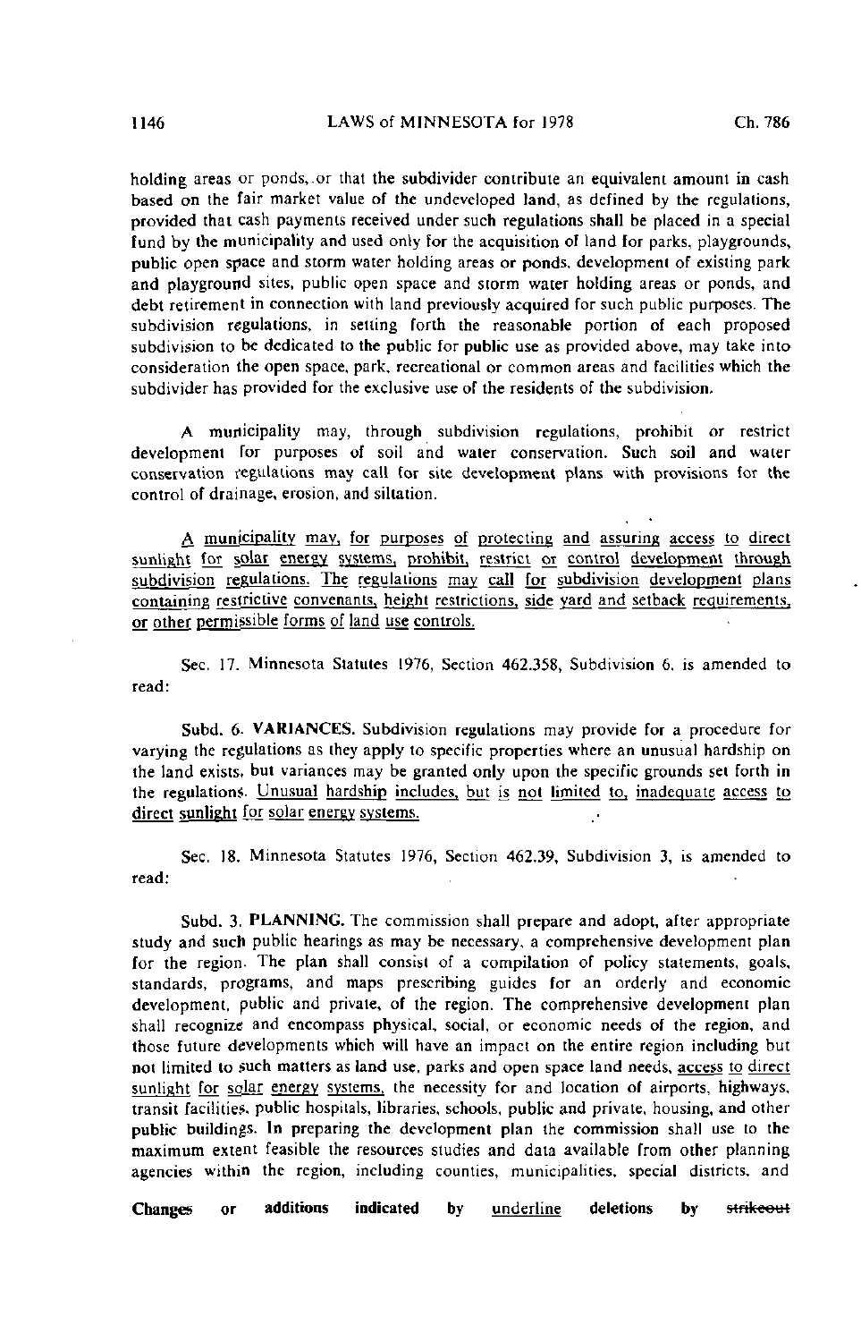holding areas or ponds, or that the subdivider contribute an equivalent amount in cash based on the fair market value of the undeveloped land, as defined by the regulations, provided that cash payments received under such regulations shall be placed in a special fund by the municipality and used only for the acquisition of land for parks, playgrounds, public open space and storm water holding areas or ponds, development of existing park and playground sites, public open space and storm water holding areas or ponds, and debt retirement in connection with land previously acquired for such public purposes. The subdivision regulations, in setting forth the reasonable portion of each proposed subdivision to be dedicated to the public for public use as provided above, may take into consideration the open space, park, recreational or common areas and facilities which the subdivider has provided for the exclusive use of the residents of the subdivision.

A municipality may, through subdivision regulations, prohibit or restrict development for purposes of soil and water conservation. Such soil and water conservation regulations may call for site development plans with provisions for the control of drainage, erosion, and siltation.

<u>A municipality may, for purposes of protecting and assuring access to direct sunlight for solar energy systems, prohibit, restrict or control development through subdivision regulations. The regulations may call for subdivision development plans containing restrictive convenants, height restrictions, side yard and setback requirements, or other permissible forms of land use controls.</u>

Sec. 17. Minnesota Statutes 1976, Section 462.358, Subdivision 6, is amended to read:

Subd. 6. **VARIANCES.** Subdivision regulations may provide for a procedure for varying the regulations as they apply to specific properties where an unusual hardship on the land exists, but variances may be granted only upon the specific grounds set forth in the regulations. <u>Unusual hardship includes, but is not limited to, inadequate access to direct sunlight for solar energy systems.</u>

Sec. 18. Minnesota Statutes 1976, Section 462.39, Subdivision 3, is amended to read:

Subd. 3. **PLANNING.** The commission shall prepare and adopt, after appropriate study and such public hearings as may be necessary, a comprehensive development plan for the region. The plan shall consist of a compilation of policy statements, goals, standards, programs, and maps prescribing guides for an orderly and economic development, public and private, of the region. The comprehensive development plan shall recognize and encompass physical, social, or economic needs of the region, and those future developments which will have an impact on the entire region including but not limited to such matters as land use, parks and open space land needs, <u>access to direct sunlight for solar energy systems,</u> the necessity for and location of airports, highways, transit facilities, public hospitals, libraries, schools, public and private, housing, and other public buildings. In preparing the development plan the commission shall use to the maximum extent feasible the resources studies and data available from other planning agencies within the region, including counties, municipalities, special districts, and

**Changes or additions indicated by** <u>underline</u> **deletions by** ~~strikeout~~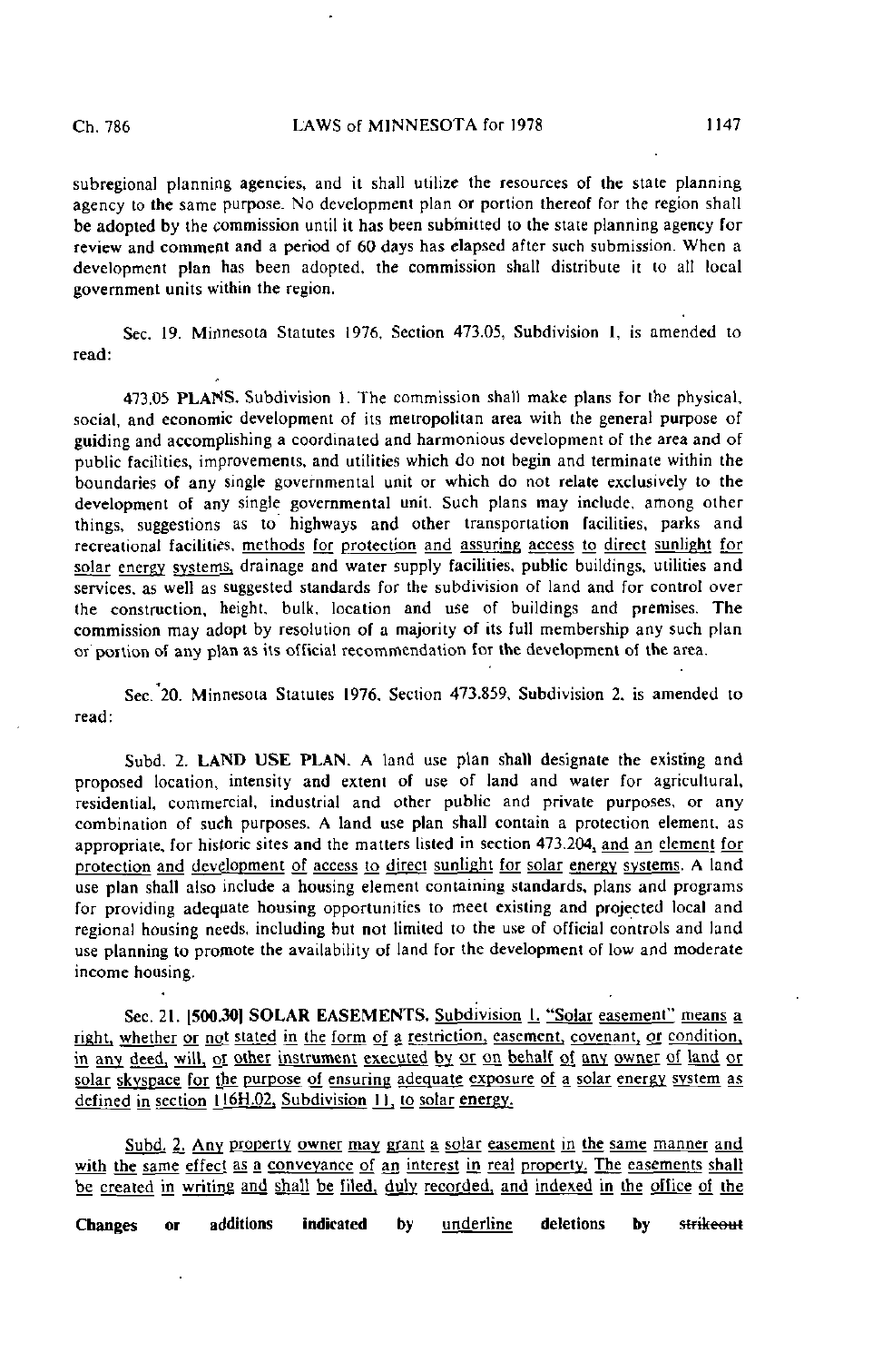subregional planning agencies, and it shall utilize the resources of the state planning agency to the same purpose. No development plan or portion thereof for the region shall be adopted by the commission until it has been submitted to the state planning agency for review and comment and a period of 60 days has elapsed after such submission. When a development plan has been adopted, the commission shall distribute it to all local government units within the region.

Sec. 19. Minnesota Statutes 1976, Section 473.05, Subdivision 1, is amended to read:

473.05 **PLANS.** Subdivision 1. The commission shall make plans for the physical, social, and economic development of its metropolitan area with the general purpose of guiding and accomplishing a coordinated and harmonious development of the area and of public facilities, improvements, and utilities which do not begin and terminate within the boundaries of any single governmental unit or which do not relate exclusively to the development of any single governmental unit. Such plans may include, among other things, suggestions as to highways and other transportation facilities, parks and recreational facilities, <u>methods for protection and assuring access to direct sunlight for solar energy systems,</u> drainage and water supply facilities, public buildings, utilities and services, as well as suggested standards for the subdivision of land and for control over the construction, height, bulk, location and use of buildings and premises. The commission may adopt by resolution of a majority of its full membership any such plan or portion of any plan as its official recommendation for the development of the area.

Sec. 20. Minnesota Statutes 1976, Section 473.859, Subdivision 2, is amended to read:

Subd. 2. **LAND USE PLAN.** A land use plan shall designate the existing and proposed location, intensity and extent of use of land and water for agricultural, residential, commercial, industrial and other public and private purposes, or any combination of such purposes. A land use plan shall contain a protection element, as appropriate, for historic sites and the matters listed in section 473.204, <u>and an element for protection and development of access to direct sunlight for solar energy systems</u>. A land use plan shall also include a housing element containing standards, plans and programs for providing adequate housing opportunities to meet existing and projected local and regional housing needs, including but not limited to the use of official controls and land use planning to promote the availability of land for the development of low and moderate income housing.

Sec. 21. [500.30] **SOLAR EASEMENTS.** <u>Subdivision 1. "Solar easement" means a right, whether or not stated in the form of a restriction, easement, covenant, or condition, in any deed, will, or other instrument executed by or on behalf of any owner of land or solar skyspace for the purpose of ensuring adequate exposure of a solar energy system as defined in section 116H.02, Subdivision 11, to solar energy.</u>

<u>Subd. 2. Any property owner may grant a solar easement in the same manner and with the same effect as a conveyance of an interest in real property. The easements shall be created in writing and shall be filed, duly recorded, and indexed in the office of the</u>

**Changes or additions indicated by** <u>underline</u> **deletions by** ~~strikeout~~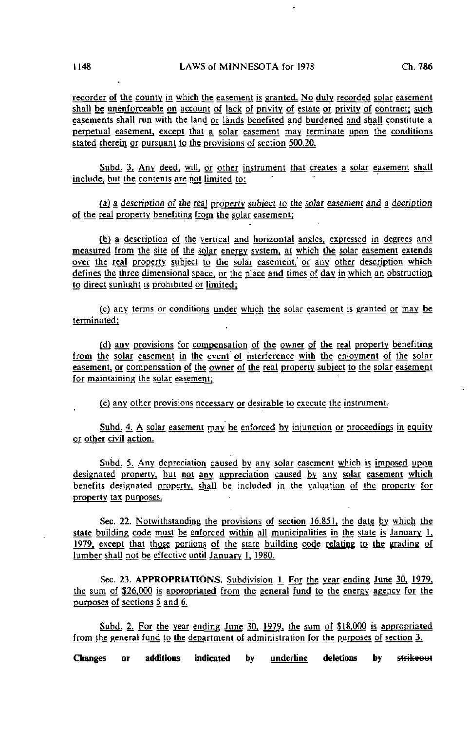recorder of the county in which the easement is granted. No duly recorded solar easement shall be unenforceable on account of lack of privity of estate or privity of contract; such easements shall run with the land or lands benefited and burdened and shall constitute a perpetual easement, except that a solar easement may terminate upon the conditions stated therein or pursuant to the provisions of section 500.20.

Subd. 3. Any deed, will, or other instrument that creates a solar easement shall include, but the contents are not limited to:

(a) a description of the real property subject to the solar easement and a decription of the real property benefiting from the solar easement;

(b) a description of the vertical and horizontal angles, expressed in degrees and measured from the site of the solar energy system, at which the solar easement extends over the real property subject to the solar easement, or any other description which defines the three dimensional space, or the place and times of day in which an obstruction to direct sunlight is prohibited or limited;

(c) any terms or conditions under which the solar easement is granted or may be terminated;

(d) any provisions for compensation of the owner of the real property benefiting from the solar easement in the event of interference with the enjoyment of the solar easement, or compensation of the owner of the real property subject to the solar easement for maintaining the solar easement;

(e) any other provisions necessary or desirable to execute the instrument.

Subd. 4. A solar easement may be enforced by injunction or proceedings in equity or other civil action.

Subd. 5. Any depreciation caused by any solar easement which is imposed upon designated property, but not any appreciation caused by any solar easement which benefits designated property, shall be included in the valuation of the property for property tax purposes.

Sec. 22. Notwithstanding the provisions of section 16.851, the date by which the state building code must be enforced within all municipalities in the state is January 1, 1979, except that those portions of the state building code relating to the grading of lumber shall not be effective until January 1, 1980.

Sec. 23. **APPROPRIATIONS.** Subdivision 1. For the year ending June 30, 1979, the sum of $26,000 is appropriated from the general fund to the energy agency for the purposes of sections 5 and 6.

Subd. 2. For the year ending June 30, 1979, the sum of $18,000 is appropriated from the general fund to the department of administration for the purposes of section 3.

**Changes or additions indicated by** underline **deletions by** ~~strikeout~~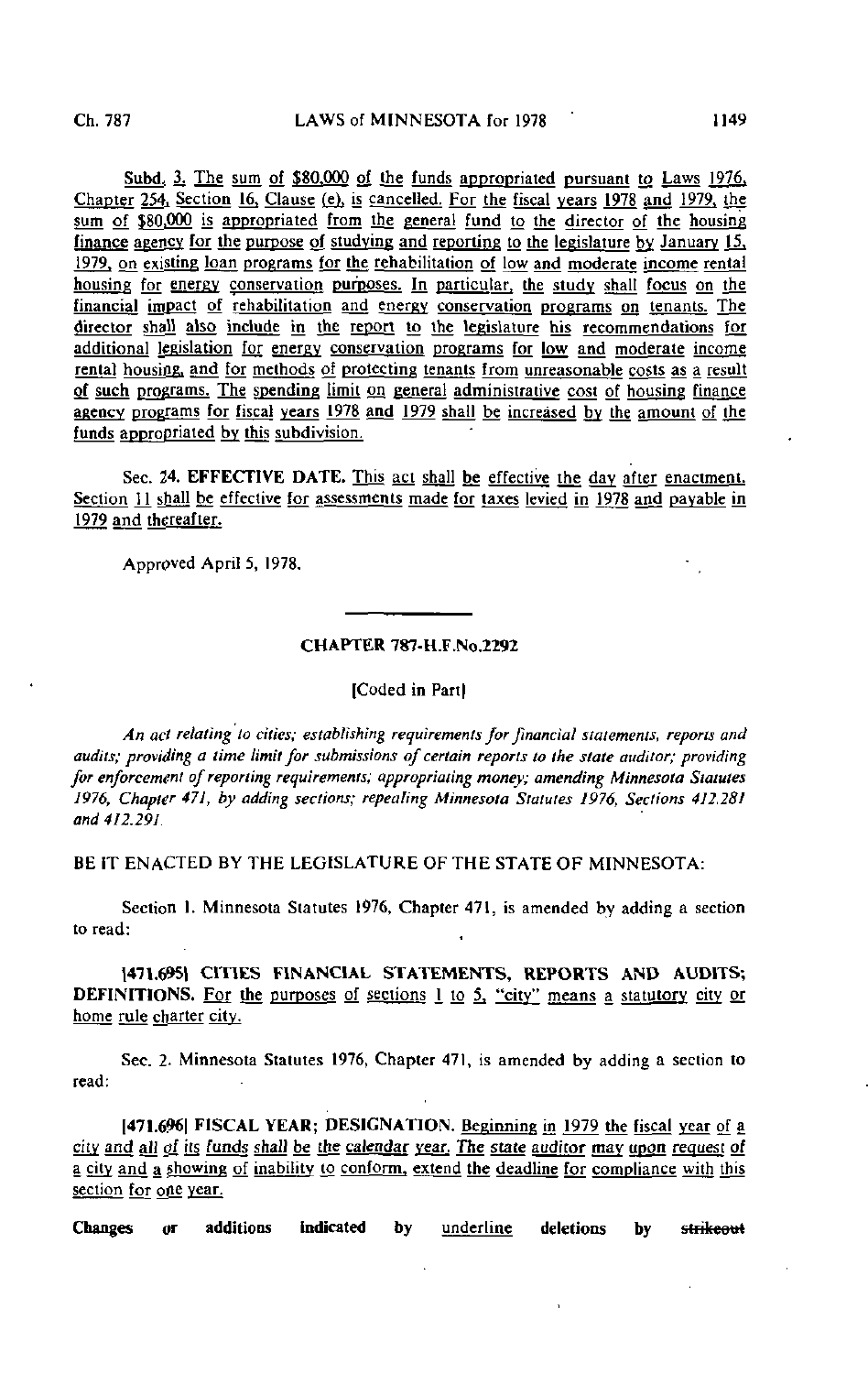Subd. 3. The sum of $80,000 of the funds appropriated pursuant to Laws 1976, Chapter 254, Section 16, Clause (e), is cancelled. For the fiscal years 1978 and 1979, the sum of $80,000 is appropriated from the general fund to the director of the housing finance agency for the purpose of studying and reporting to the legislature by January 15, 1979, on existing loan programs for the rehabilitation of low and moderate income rental housing for energy conservation purposes. In particular, the study shall focus on the financial impact of rehabilitation and energy conservation programs on tenants. The director shall also include in the report to the legislature his recommendations for additional legislation for energy conservation programs for low and moderate income rental housing, and for methods of protecting tenants from unreasonable costs as a result of such programs. The spending limit on general administrative cost of housing finance agency programs for fiscal years 1978 and 1979 shall be increased by the amount of the funds appropriated by this subdivision.

Sec. 24. **EFFECTIVE DATE.** This act shall be effective the day after enactment. Section 11 shall be effective for assessments made for taxes levied in 1978 and payable in 1979 and thereafter.

Approved April 5, 1978.

---

## CHAPTER 787-H.F.No.2292

[Coded in Part]

*An act relating to cities; establishing requirements for financial statements, reports and audits; providing a time limit for submissions of certain reports to the state auditor; providing for enforcement of reporting requirements; appropriating money; amending Minnesota Statutes 1976, Chapter 471, by adding sections; repealing Minnesota Statutes 1976, Sections 412.281 and 412.291.*

BE IT ENACTED BY THE LEGISLATURE OF THE STATE OF MINNESOTA:

Section 1. Minnesota Statutes 1976, Chapter 471, is amended by adding a section to read:

**[471.695] CITIES FINANCIAL STATEMENTS, REPORTS AND AUDITS; DEFINITIONS.** For the purposes of sections 1 to 5, "city" means a statutory city or home rule charter city.

Sec. 2. Minnesota Statutes 1976, Chapter 471, is amended by adding a section to read:

**[471.696] FISCAL YEAR; DESIGNATION.** Beginning in 1979 the fiscal year of a city and all of its funds shall be the calendar year. The state auditor may upon request of a city and a showing of inability to conform, extend the deadline for compliance with this section for one year.

Changes or additions indicated by underline deletions by strikeout